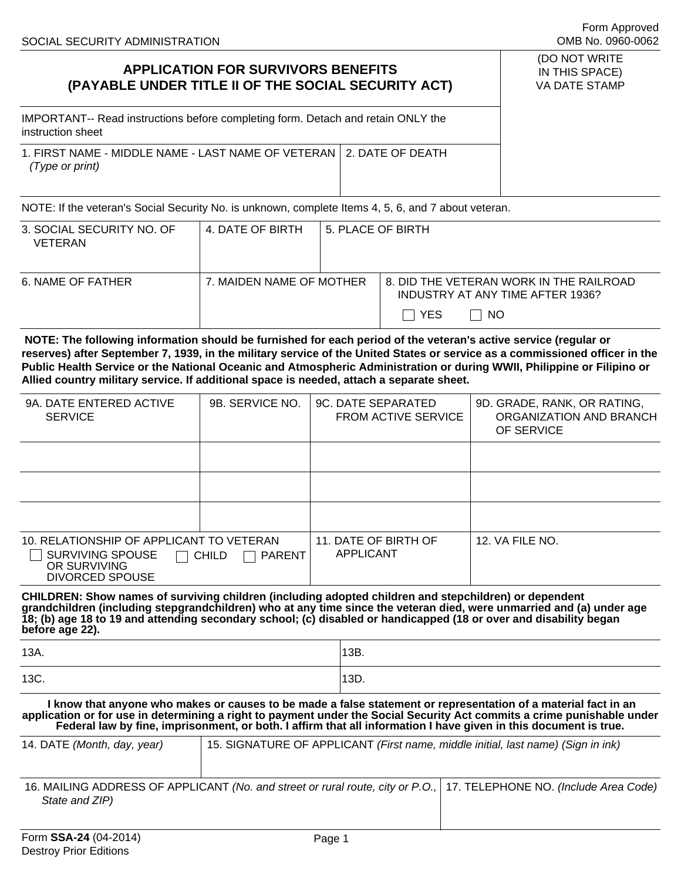SOCIAL SECURITY ADMINISTRATION

Form Approved
OMB No. 0960-0062

# APPLICATION FOR SURVIVORS BENEFITS
# (PAYABLE UNDER TITLE II OF THE SOCIAL SECURITY ACT)

(DO NOT WRITE IN THIS SPACE)
VA DATE STAMP

IMPORTANT-- Read instructions before completing form. Detach and retain ONLY the instruction sheet

| 1. FIRST NAME - MIDDLE NAME - LAST NAME OF VETERAN *(Type or print)* | 2. DATE OF DEATH |
|---|---|
| | |

NOTE: If the veteran's Social Security No. is unknown, complete Items 4, 5, 6, and 7 about veteran.

| 3. SOCIAL SECURITY NO. OF VETERAN | 4. DATE OF BIRTH | 5. PLACE OF BIRTH |
|---|---|---|
| | | |

| 6. NAME OF FATHER | 7. MAIDEN NAME OF MOTHER | 8. DID THE VETERAN WORK IN THE RAILROAD INDUSTRY AT ANY TIME AFTER 1936? ☐ YES ☐ NO |
|---|---|---|
| | | |

**NOTE: The following information should be furnished for each period of the veteran's active service (regular or reserves) after September 7, 1939, in the military service of the United States or service as a commissioned officer in the Public Health Service or the National Oceanic and Atmospheric Administration or during WWII, Philippine or Filipino or Allied country military service. If additional space is needed, attach a separate sheet.**

| 9A. DATE ENTERED ACTIVE SERVICE | 9B. SERVICE NO. | 9C. DATE SEPARATED FROM ACTIVE SERVICE | 9D. GRADE, RANK, OR RATING, ORGANIZATION AND BRANCH OF SERVICE |
|---|---|---|---|
| | | | |
| | | | |
| | | | |

| 10. RELATIONSHIP OF APPLICANT TO VETERAN | 11. DATE OF BIRTH OF APPLICANT | 12. VA FILE NO. |
|---|---|---|
| ☐ SURVIVING SPOUSE OR SURVIVING DIVORCED SPOUSE ☐ CHILD ☐ PARENT | | |

**CHILDREN: Show names of surviving children (including adopted children and stepchildren) or dependent grandchildren (including stepgrandchildren) who at any time since the veteran died, were unmarried and (a) under age 18; (b) age 18 to 19 and attending secondary school; (c) disabled or handicapped (18 or over and disability began before age 22).**

| 13A. | 13B. |
|---|---|
| 13C. | 13D. |

**I know that anyone who makes or causes to be made a false statement or representation of a material fact in an application or for use in determining a right to payment under the Social Security Act commits a crime punishable under Federal law by fine, imprisonment, or both. I affirm that all information I have given in this document is true.**

| 14. DATE *(Month, day, year)* | 15. SIGNATURE OF APPLICANT *(First name, middle initial, last name) (Sign in ink)* |
|---|---|
| | |

| 16. MAILING ADDRESS OF APPLICANT *(No. and street or rural route, city or P.O., State and ZIP)* | 17. TELEPHONE NO. *(Include Area Code)* |
|---|---|
| | |

Form **SSA-24** (04-2014)
Destroy Prior Editions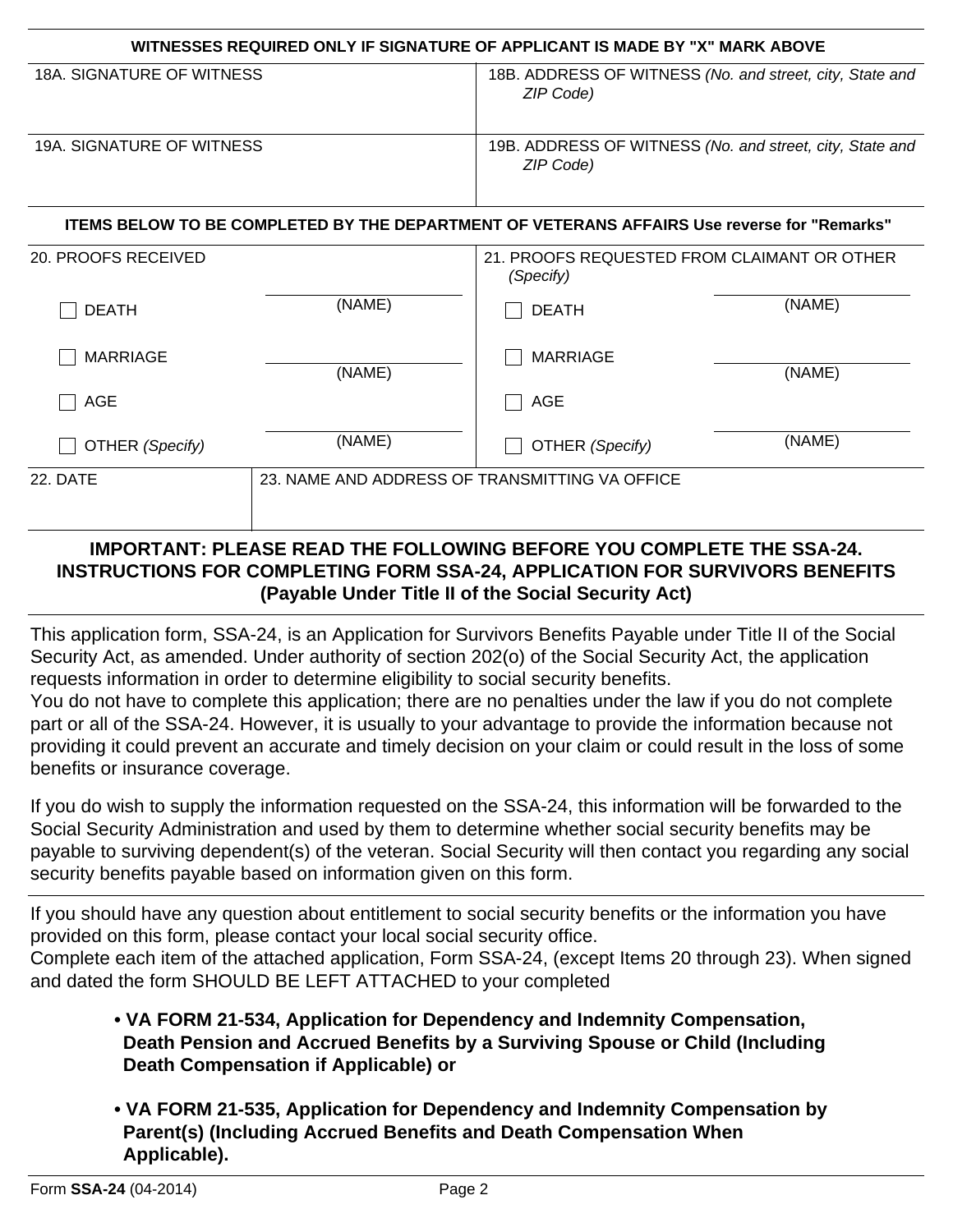**WITNESSES REQUIRED ONLY IF SIGNATURE OF APPLICANT IS MADE BY "X" MARK ABOVE**

| 18A. SIGNATURE OF WITNESS | 18B. ADDRESS OF WITNESS *(No. and street, city, State and ZIP Code)* |
|---|---|
| 19A. SIGNATURE OF WITNESS | 19B. ADDRESS OF WITNESS *(No. and street, city, State and ZIP Code)* |

**ITEMS BELOW TO BE COMPLETED BY THE DEPARTMENT OF VETERANS AFFAIRS Use reverse for "Remarks"**

| 20. PROOFS RECEIVED | | 21. PROOFS REQUESTED FROM CLAIMANT OR OTHER *(Specify)* | |
|---|---|---|---|
| ☐ DEATH | (NAME) | ☐ DEATH | (NAME) |
| ☐ MARRIAGE | (NAME) | ☐ MARRIAGE | (NAME) |
| ☐ AGE | | ☐ AGE | |
| ☐ OTHER *(Specify)* | (NAME) | ☐ OTHER *(Specify)* | (NAME) |

| 22. DATE | 23. NAME AND ADDRESS OF TRANSMITTING VA OFFICE |
|---|---|
| | |

## IMPORTANT: PLEASE READ THE FOLLOWING BEFORE YOU COMPLETE THE SSA-24. INSTRUCTIONS FOR COMPLETING FORM SSA-24, APPLICATION FOR SURVIVORS BENEFITS (Payable Under Title II of the Social Security Act)

This application form, SSA-24, is an Application for Survivors Benefits Payable under Title II of the Social Security Act, as amended. Under authority of section 202(o) of the Social Security Act, the application requests information in order to determine eligibility to social security benefits.
You do not have to complete this application; there are no penalties under the law if you do not complete part or all of the SSA-24. However, it is usually to your advantage to provide the information because not providing it could prevent an accurate and timely decision on your claim or could result in the loss of some benefits or insurance coverage.

If you do wish to supply the information requested on the SSA-24, this information will be forwarded to the Social Security Administration and used by them to determine whether social security benefits may be payable to surviving dependent(s) of the veteran. Social Security will then contact you regarding any social security benefits payable based on information given on this form.

If you should have any question about entitlement to social security benefits or the information you have provided on this form, please contact your local social security office.
Complete each item of the attached application, Form SSA-24, (except Items 20 through 23). When signed and dated the form SHOULD BE LEFT ATTACHED to your completed

- **VA FORM 21-534, Application for Dependency and Indemnity Compensation, Death Pension and Accrued Benefits by a Surviving Spouse or Child (Including Death Compensation if Applicable) or**

- **VA FORM 21-535, Application for Dependency and Indemnity Compensation by Parent(s) (Including Accrued Benefits and Death Compensation When Applicable).**

Form **SSA-24** (04-2014)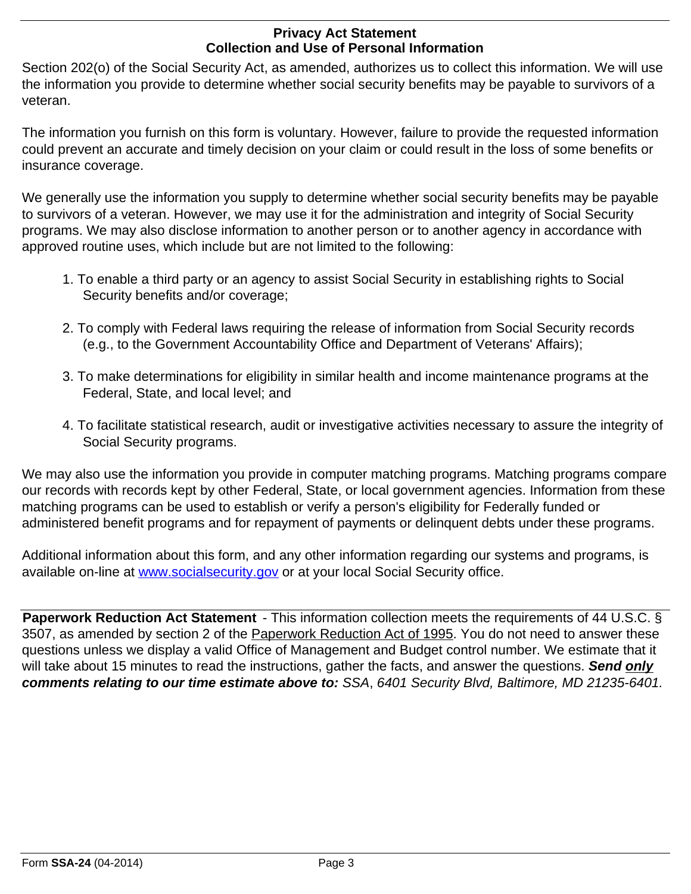## Privacy Act Statement
## Collection and Use of Personal Information

Section 202(o) of the Social Security Act, as amended, authorizes us to collect this information. We will use the information you provide to determine whether social security benefits may be payable to survivors of a veteran.

The information you furnish on this form is voluntary. However, failure to provide the requested information could prevent an accurate and timely decision on your claim or could result in the loss of some benefits or insurance coverage.

We generally use the information you supply to determine whether social security benefits may be payable to survivors of a veteran. However, we may use it for the administration and integrity of Social Security programs. We may also disclose information to another person or to another agency in accordance with approved routine uses, which include but are not limited to the following:

1. To enable a third party or an agency to assist Social Security in establishing rights to Social Security benefits and/or coverage;
2. To comply with Federal laws requiring the release of information from Social Security records (e.g., to the Government Accountability Office and Department of Veterans' Affairs);
3. To make determinations for eligibility in similar health and income maintenance programs at the Federal, State, and local level; and
4. To facilitate statistical research, audit or investigative activities necessary to assure the integrity of Social Security programs.

We may also use the information you provide in computer matching programs. Matching programs compare our records with records kept by other Federal, State, or local government agencies. Information from these matching programs can be used to establish or verify a person's eligibility for Federally funded or administered benefit programs and for repayment of payments or delinquent debts under these programs.

Additional information about this form, and any other information regarding our systems and programs, is available on-line at www.socialsecurity.gov or at your local Social Security office.

**Paperwork Reduction Act Statement** - This information collection meets the requirements of 44 U.S.C. § 3507, as amended by section 2 of the Paperwork Reduction Act of 1995. You do not need to answer these questions unless we display a valid Office of Management and Budget control number. We estimate that it will take about 15 minutes to read the instructions, gather the facts, and answer the questions. ***Send only comments relating to our time estimate above to:*** *SSA, 6401 Security Blvd, Baltimore, MD 21235-6401.*

Form **SSA-24** (04-2014)